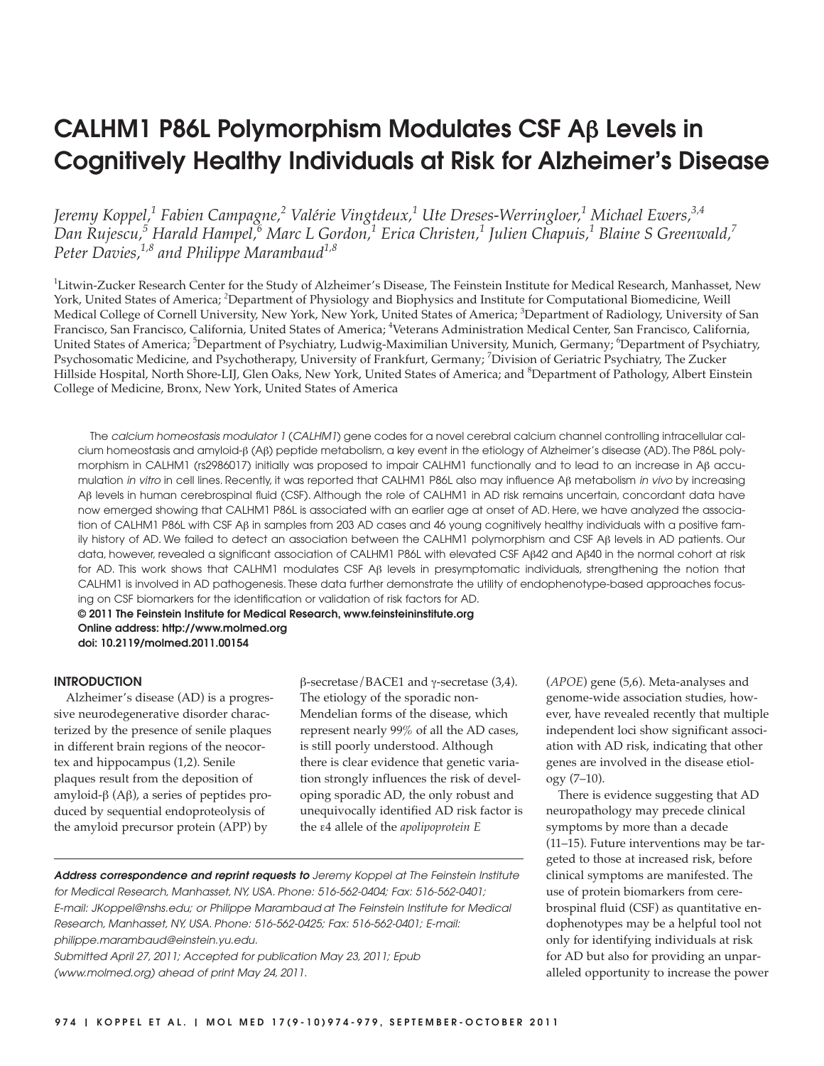# CALHM1 P86L Polymorphism Modulates CSF Aβ Levels in Cognitively Healthy Individuals at Risk for Alzheimer's Disease

*Jeremy Koppel,[1] Fabien Campagne,[2] Valérie Vingtdeux,[1] Ute Dreses-Werringloer,[1] Michael Ewers,[3,4] Dan Rujescu,[5] Harald Hampel,[6] Marc L Gordon,[1] Erica Christen,[1] Julien Chapuis,[1] Blaine S Greenwald,[7] Peter Davies,[1,8] and Philippe Marambaud[1,8]*

[1]Litwin-Zucker Research Center for the Study of Alzheimer's Disease, The Feinstein Institute for Medical Research, Manhasset, New York, United States of America; [2]Department of Physiology and Biophysics and Institute for Computational Biomedicine, Weill Medical College of Cornell University, New York, New York, United States of America; [3]Department of Radiology, University of San Francisco, San Francisco, California, United States of America; [4]Veterans Administration Medical Center, San Francisco, California, United States of America; [5]Department of Psychiatry, Ludwig-Maximilian University, Munich, Germany; [6]Department of Psychiatry, Psychosomatic Medicine, and Psychotherapy, University of Frankfurt, Germany; [7]Division of Geriatric Psychiatry, The Zucker Hillside Hospital, North Shore-LIJ, Glen Oaks, New York, United States of America; and [8]Department of Pathology, Albert Einstein College of Medicine, Bronx, New York, United States of America

The *calcium homeostasis modulator 1* (*CALHM1*) gene codes for a novel cerebral calcium channel controlling intracellular calcium homeostasis and amyloid-β (Aβ) peptide metabolism, a key event in the etiology of Alzheimer's disease (AD). The P86L polymorphism in CALHM1 (rs2986017) initially was proposed to impair CALHM1 functionally and to lead to an increase in Aβ accumulation *in vitro* in cell lines. Recently, it was reported that CALHM1 P86L also may influence Aβ metabolism *in vivo* by increasing Aβ levels in human cerebrospinal fluid (CSF). Although the role of CALHM1 in AD risk remains uncertain, concordant data have now emerged showing that CALHM1 P86L is associated with an earlier age at onset of AD. Here, we have analyzed the association of CALHM1 P86L with CSF Aβ in samples from 203 AD cases and 46 young cognitively healthy individuals with a positive family history of AD. We failed to detect an association between the CALHM1 polymorphism and CSF Aβ levels in AD patients. Our data, however, revealed a significant association of CALHM1 P86L with elevated CSF Aβ42 and Aβ40 in the normal cohort at risk for AD. This work shows that CALHM1 modulates CSF Aβ levels in presymptomatic individuals, strengthening the notion that CALHM1 is involved in AD pathogenesis. These data further demonstrate the utility of endophenotype-based approaches focusing on CSF biomarkers for the identification or validation of risk factors for AD.

**© 2011 The Feinstein Institute for Medical Research, www.feinsteininstitute.org**
**Online address: http://www.molmed.org**
**doi: 10.2119/molmed.2011.00154**

## INTRODUCTION

Alzheimer's disease (AD) is a progressive neurodegenerative disorder characterized by the presence of senile plaques in different brain regions of the neocortex and hippocampus (1,2). Senile plaques result from the deposition of amyloid-β (Aβ), a series of peptides produced by sequential endoproteolysis of the amyloid precursor protein (APP) by β-secretase/BACE1 and γ-secretase (3,4). The etiology of the sporadic non-Mendelian forms of the disease, which represent nearly 99% of all the AD cases, is still poorly understood. Although there is clear evidence that genetic variation strongly influences the risk of developing sporadic AD, the only robust and unequivocally identified AD risk factor is the ε4 allele of the *apolipoprotein E* (*APOE*) gene (5,6). Meta-analyses and genome-wide association studies, however, have revealed recently that multiple independent loci show significant association with AD risk, indicating that other genes are involved in the disease etiology (7–10).

There is evidence suggesting that AD neuropathology may precede clinical symptoms by more than a decade (11–15). Future interventions may be targeted to those at increased risk, before clinical symptoms are manifested. The use of protein biomarkers from cerebrospinal fluid (CSF) as quantitative endophenotypes may be a helpful tool not only for identifying individuals at risk for AD but also for providing an unparalleled opportunity to increase the power

***Address correspondence and reprint requests to*** *Jeremy Koppel at The Feinstein Institute for Medical Research, Manhasset, NY, USA. Phone: 516-562-0404; Fax: 516-562-0401; E-mail: JKoppel@nshs.edu; or Philippe Marambaud at The Feinstein Institute for Medical Research, Manhasset, NY, USA. Phone: 516-562-0425; Fax: 516-562-0401; E-mail: philippe.marambaud@einstein.yu.edu.*
*Submitted April 27, 2011; Accepted for publication May 23, 2011; Epub (www.molmed.org) ahead of print May 24, 2011.*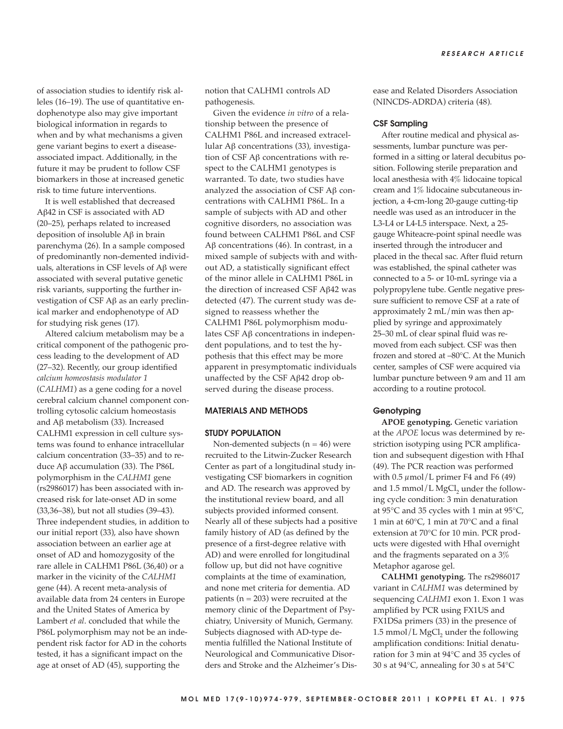of association studies to identify risk alleles (16–19). The use of quantitative endophenotype also may give important biological information in regards to when and by what mechanisms a given gene variant begins to exert a disease-associated impact. Additionally, in the future it may be prudent to follow CSF biomarkers in those at increased genetic risk to time future interventions.

It is well established that decreased Aβ42 in CSF is associated with AD (20–25), perhaps related to increased deposition of insoluble Aβ in brain parenchyma (26). In a sample composed of predominantly non-demented individuals, alterations in CSF levels of Aβ were associated with several putative genetic risk variants, supporting the further investigation of CSF Aβ as an early preclinical marker and endophenotype of AD for studying risk genes (17).

Altered calcium metabolism may be a critical component of the pathogenic process leading to the development of AD (27–32). Recently, our group identified *calcium homeostasis modulator 1* (*CALHM1*) as a gene coding for a novel cerebral calcium channel component controlling cytosolic calcium homeostasis and Aβ metabolism (33). Increased CALHM1 expression in cell culture systems was found to enhance intracellular calcium concentration (33–35) and to reduce Aβ accumulation (33). The P86L polymorphism in the *CALHM1* gene (rs2986017) has been associated with increased risk for late-onset AD in some (33,36–38), but not all studies (39–43). Three independent studies, in addition to our initial report (33), also have shown association between an earlier age at onset of AD and homozygosity of the rare allele in CALHM1 P86L (36,40) or a marker in the vicinity of the *CALHM1* gene (44). A recent meta-analysis of available data from 24 centers in Europe and the United States of America by Lambert *et al*. concluded that while the P86L polymorphism may not be an independent risk factor for AD in the cohorts tested, it has a significant impact on the age at onset of AD (45), supporting the notion that CALHM1 controls AD pathogenesis.

Given the evidence *in vitro* of a relationship between the presence of CALHM1 P86L and increased extracellular Aβ concentrations (33), investigation of CSF Aβ concentrations with respect to the CALHM1 genotypes is warranted. To date, two studies have analyzed the association of CSF Aβ concentrations with CALHM1 P86L. In a sample of subjects with AD and other cognitive disorders, no association was found between CALHM1 P86L and CSF Aβ concentrations (46). In contrast, in a mixed sample of subjects with and without AD, a statistically significant effect of the minor allele in CALHM1 P86L in the direction of increased CSF Aβ42 was detected (47). The current study was designed to reassess whether the CALHM1 P86L polymorphism modulates CSF Aβ concentrations in independent populations, and to test the hypothesis that this effect may be more apparent in presymptomatic individuals unaffected by the CSF Aβ42 drop observed during the disease process.

## MATERIALS AND METHODS

### STUDY POPULATION

Non-demented subjects (n = 46) were recruited to the Litwin-Zucker Research Center as part of a longitudinal study investigating CSF biomarkers in cognition and AD. The research was approved by the institutional review board, and all subjects provided informed consent. Nearly all of these subjects had a positive family history of AD (as defined by the presence of a first-degree relative with AD) and were enrolled for longitudinal follow up, but did not have cognitive complaints at the time of examination, and none met criteria for dementia. AD patients (n = 203) were recruited at the memory clinic of the Department of Psychiatry, University of Munich, Germany. Subjects diagnosed with AD-type dementia fulfilled the National Institute of Neurological and Communicative Disorders and Stroke and the Alzheimer's Disease and Related Disorders Association (NINCDS-ADRDA) criteria (48).

### CSF Sampling

After routine medical and physical assessments, lumbar puncture was performed in a sitting or lateral decubitus position. Following sterile preparation and local anesthesia with 4% lidocaine topical cream and 1% lidocaine subcutaneous injection, a 4-cm-long 20-gauge cutting-tip needle was used as an introducer in the L3-L4 or L4-L5 interspace. Next, a 25-gauge Whiteacre-point spinal needle was inserted through the introducer and placed in the thecal sac. After fluid return was established, the spinal catheter was connected to a 5- or 10-mL syringe via a polypropylene tube. Gentle negative pressure sufficient to remove CSF at a rate of approximately 2 mL/min was then applied by syringe and approximately 25–30 mL of clear spinal fluid was removed from each subject. CSF was then frozen and stored at –80°C. At the Munich center, samples of CSF were acquired via lumbar puncture between 9 am and 11 am according to a routine protocol.

### Genotyping

**APOE genotyping.** Genetic variation at the *APOE* locus was determined by restriction isotyping using PCR amplification and subsequent digestion with HhaI (49). The PCR reaction was performed with 0.5 μmol/L primer F4 and F6 (49) and 1.5 mmol/L $MgCl_2$ under the following cycle condition: 3 min denaturation at 95°C and 35 cycles with 1 min at 95°C, 1 min at 60°C, 1 min at 70°C and a final extension at 70°C for 10 min. PCR products were digested with HhaI overnight and the fragments separated on a 3% Metaphor agarose gel.

**CALHM1 genotyping.** The rs2986017 variant in *CALHM1* was determined by sequencing *CALHM1* exon 1. Exon 1 was amplified by PCR using FX1US and FX1DSa primers (33) in the presence of 1.5 mmol/L $MgCl_2$ under the following amplification conditions: Initial denaturation for 3 min at 94°C and 35 cycles of 30 s at 94°C, annealing for 30 s at 54°C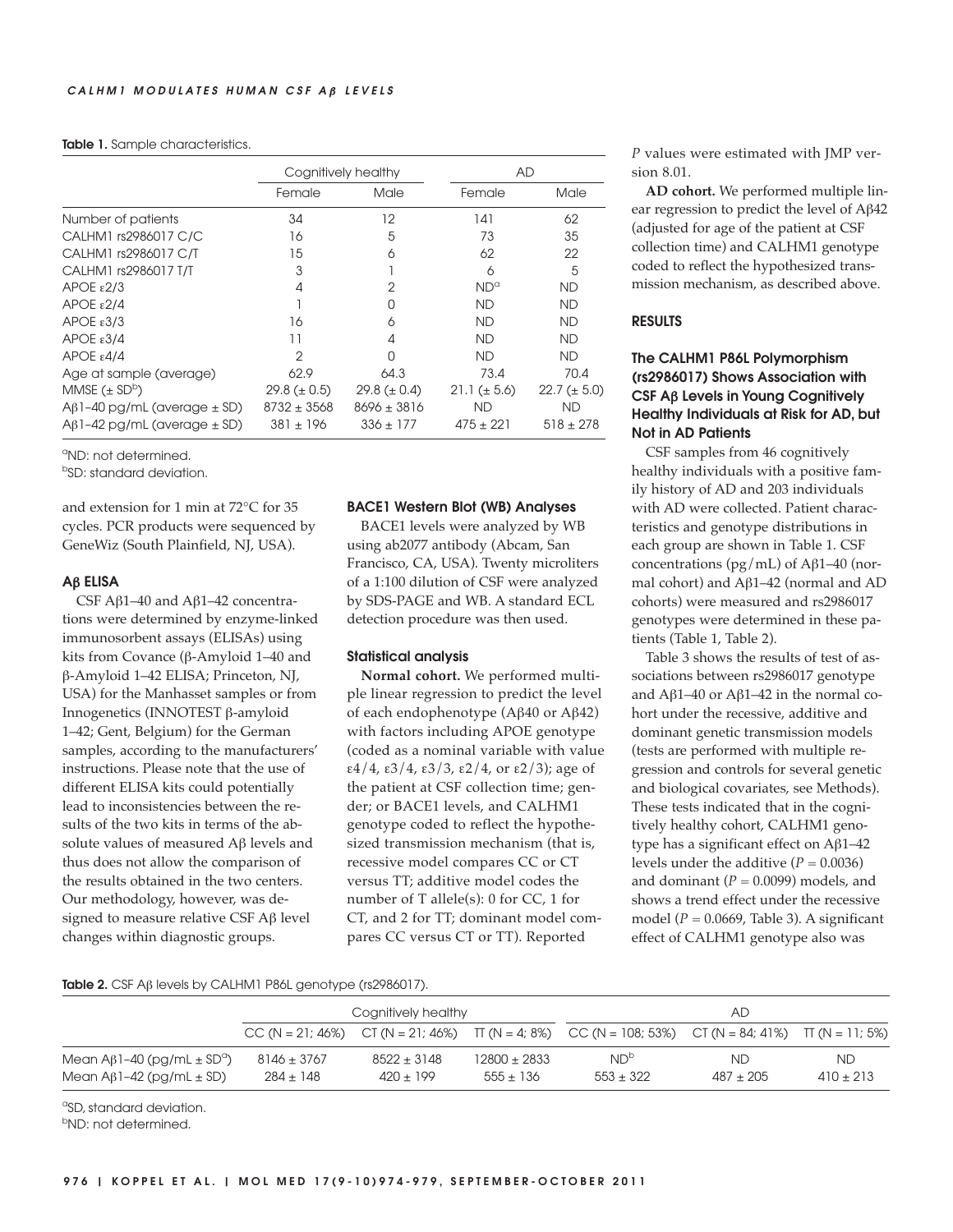**Table 1.** Sample characteristics.

| | Cognitively healthy | | AD | |
|---|---|---|---|---|
| | Female | Male | Female | Male |
| Number of patients | 34 | 12 | 141 | 62 |
| CALHM1 rs2986017 C/C | 16 | 5 | 73 | 35 |
| CALHM1 rs2986017 C/T | 15 | 6 | 62 | 22 |
| CALHM1 rs2986017 T/T | 3 | 1 | 6 | 5 |
| APOE ε2/3 | 4 | 2 | ND[a] | ND |
| APOE ε2/4 | 1 | 0 | ND | ND |
| APOE ε3/3 | 16 | 6 | ND | ND |
| APOE ε3/4 | 11 | 4 | ND | ND |
| APOE ε4/4 | 2 | 0 | ND | ND |
| Age at sample (average) | 62.9 | 64.3 | 73.4 | 70.4 |
| MMSE (± SD[b]) | 29.8 (± 0.5) | 29.8 (± 0.4) | 21.1 (± 5.6) | 22.7 (± 5.0) |
| Aβ1–40 pg/mL (average ± SD) | 8732 ± 3568 | 8696 ± 3816 | ND | ND |
| Aβ1–42 pg/mL (average ± SD) | 381 ± 196 | 336 ± 177 | 475 ± 221 | 518 ± 278 |

[a]ND: not determined.
[b]SD: standard deviation.

and extension for 1 min at 72°C for 35 cycles. PCR products were sequenced by GeneWiz (South Plainfield, NJ, USA).

### Aβ ELISA

CSF Aβ1–40 and Aβ1–42 concentrations were determined by enzyme-linked immunosorbent assays (ELISAs) using kits from Covance (β-Amyloid 1–40 and β-Amyloid 1–42 ELISA; Princeton, NJ, USA) for the Manhasset samples or from Innogenetics (INNOTEST β-amyloid 1–42; Gent, Belgium) for the German samples, according to the manufacturers' instructions. Please note that the use of different ELISA kits could potentially lead to inconsistencies between the results of the two kits in terms of the absolute values of measured Aβ levels and thus does not allow the comparison of the results obtained in the two centers. Our methodology, however, was designed to measure relative CSF Aβ level changes within diagnostic groups.

### BACE1 Western Blot (WB) Analyses

BACE1 levels were analyzed by WB using ab2077 antibody (Abcam, San Francisco, CA, USA). Twenty microliters of a 1:100 dilution of CSF were analyzed by SDS-PAGE and WB. A standard ECL detection procedure was then used.

### Statistical analysis

**Normal cohort.** We performed multiple linear regression to predict the level of each endophenotype (Aβ40 or Aβ42) with factors including APOE genotype (coded as a nominal variable with value ε4/4, ε3/4, ε3/3, ε2/4, or ε2/3); age of the patient at CSF collection time; gender; or BACE1 levels, and CALHM1 genotype coded to reflect the hypothesized transmission mechanism (that is, recessive model compares CC or CT versus TT; additive model codes the number of T allele(s): 0 for CC, 1 for CT, and 2 for TT; dominant model compares CC versus CT or TT). Reported *P* values were estimated with JMP version 8.01.

**AD cohort.** We performed multiple linear regression to predict the level of Aβ42 (adjusted for age of the patient at CSF collection time) and CALHM1 genotype coded to reflect the hypothesized transmission mechanism, as described above.

## RESULTS

### The CALHM1 P86L Polymorphism (rs2986017) Shows Association with CSF Aβ Levels in Young Cognitively Healthy Individuals at Risk for AD, but Not in AD Patients

CSF samples from 46 cognitively healthy individuals with a positive family history of AD and 203 individuals with AD were collected. Patient characteristics and genotype distributions in each group are shown in Table 1. CSF concentrations (pg/mL) of Aβ1–40 (normal cohort) and Aβ1–42 (normal and AD cohorts) were measured and rs2986017 genotypes were determined in these patients (Table 1, Table 2).

Table 3 shows the results of test of associations between rs2986017 genotype and Aβ1–40 or Aβ1–42 in the normal cohort under the recessive, additive and dominant genetic transmission models (tests are performed with multiple regression and controls for several genetic and biological covariates, see Methods). These tests indicated that in the cognitively healthy cohort, CALHM1 genotype has a significant effect on Aβ1–42 levels under the additive ($P = 0.0036$) and dominant ($P = 0.0099$) models, and shows a trend effect under the recessive model ($P = 0.0669$, Table 3). A significant effect of CALHM1 genotype also was

**Table 2.** CSF Aβ levels by CALHM1 P86L genotype (rs2986017).

| | Cognitively healthy | | | AD | | |
|---|---|---|---|---|---|---|
| | CC (N = 21; 46%) | CT (N = 21; 46%) | TT (N = 4; 8%) | CC (N = 108; 53%) | CT (N = 84; 41%) | TT (N = 11; 5%) |
| Mean Aβ1–40 (pg/mL ± SD[a]) | 8146 ± 3767 | 8522 ± 3148 | 12800 ± 2833 | ND[b] | ND | ND |
| Mean Aβ1–42 (pg/mL ± SD) | 284 ± 148 | 420 ± 199 | 555 ± 136 | 553 ± 322 | 487 ± 205 | 410 ± 213 |

[a]SD, standard deviation.
[b]ND: not determined.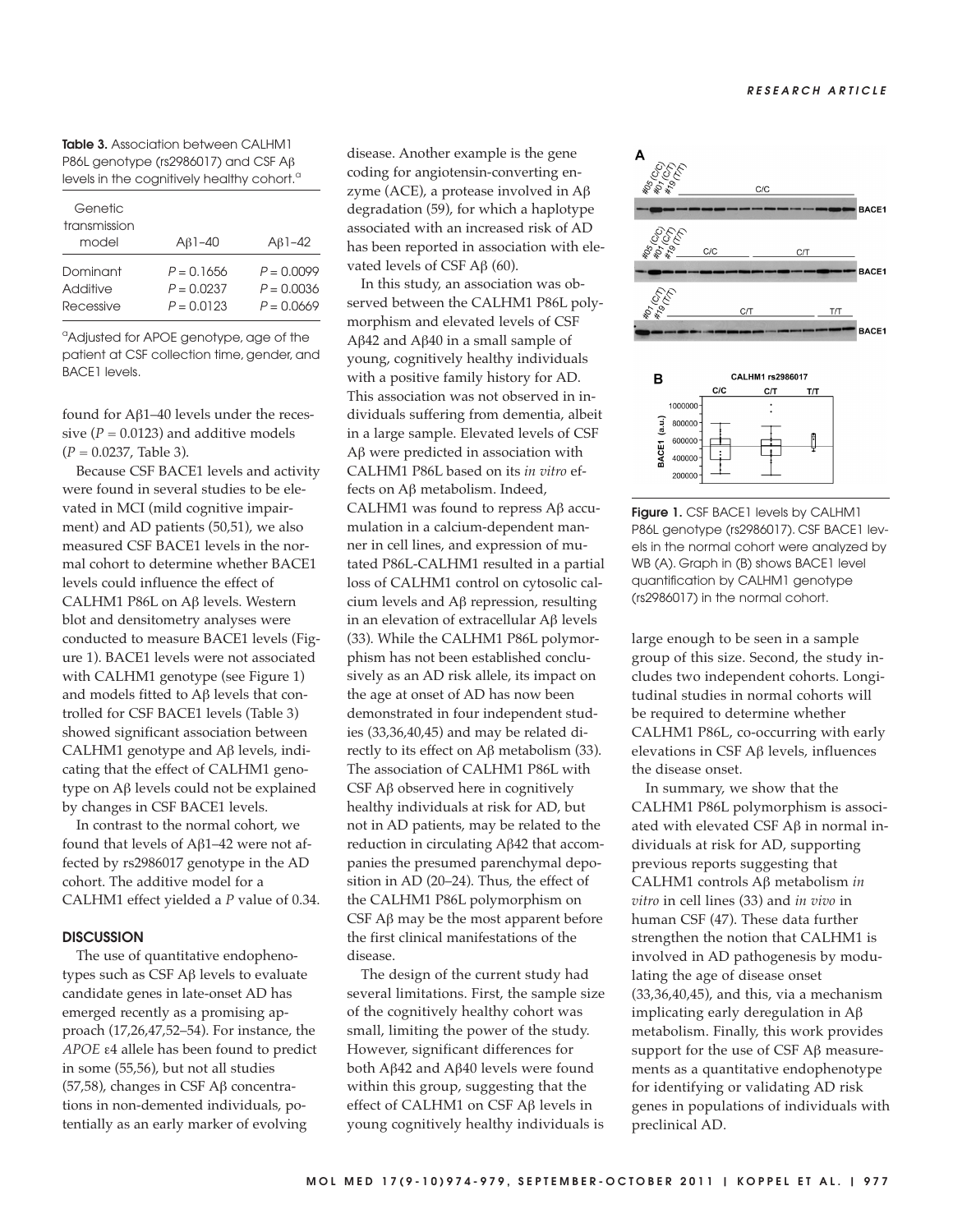**Table 3.** Association between CALHM1 P86L genotype (rs2986017) and CSF Aβ levels in the cognitively healthy cohort.[a]

| Genetic transmission model | Aβ1–40 | Aβ1–42 |
|---|---|---|
| Dominant | $P = 0.1656$ | $P = 0.0099$ |
| Additive | $P = 0.0237$ | $P = 0.0036$ |
| Recessive | $P = 0.0123$ | $P = 0.0669$ |

[a]Adjusted for APOE genotype, age of the patient at CSF collection time, gender, and BACE1 levels.

found for Aβ1–40 levels under the recessive ($P = 0.0123$) and additive models ($P = 0.0237$, Table 3).

Because CSF BACE1 levels and activity were found in several studies to be elevated in MCI (mild cognitive impairment) and AD patients (50,51), we also measured CSF BACE1 levels in the normal cohort to determine whether BACE1 levels could influence the effect of CALHM1 P86L on Aβ levels. Western blot and densitometry analyses were conducted to measure BACE1 levels (Figure 1). BACE1 levels were not associated with CALHM1 genotype (see Figure 1) and models fitted to Aβ levels that controlled for CSF BACE1 levels (Table 3) showed significant association between CALHM1 genotype and Aβ levels, indicating that the effect of CALHM1 genotype on Aβ levels could not be explained by changes in CSF BACE1 levels.

In contrast to the normal cohort, we found that levels of Aβ1–42 were not affected by rs2986017 genotype in the AD cohort. The additive model for a CALHM1 effect yielded a $P$ value of 0.34.

## DISCUSSION

The use of quantitative endophenotypes such as CSF Aβ levels to evaluate candidate genes in late-onset AD has emerged recently as a promising approach (17,26,47,52–54). For instance, the *APOE* ε4 allele has been found to predict in some (55,56), but not all studies (57,58), changes in CSF Aβ concentrations in non-demented individuals, potentially as an early marker of evolving disease. Another example is the gene coding for angiotensin-converting enzyme (ACE), a protease involved in Aβ degradation (59), for which a haplotype associated with an increased risk of AD has been reported in association with elevated levels of CSF Aβ (60).

In this study, an association was observed between the CALHM1 P86L polymorphism and elevated levels of CSF Aβ42 and Aβ40 in a small sample of young, cognitively healthy individuals with a positive family history for AD. This association was not observed in individuals suffering from dementia, albeit in a large sample. Elevated levels of CSF Aβ were predicted in association with CALHM1 P86L based on its *in vitro* effects on Aβ metabolism. Indeed, CALHM1 was found to repress Aβ accumulation in a calcium-dependent manner in cell lines, and expression of mutated P86L-CALHM1 resulted in a partial loss of CALHM1 control on cytosolic calcium levels and Aβ repression, resulting in an elevation of extracellular Aβ levels (33). While the CALHM1 P86L polymorphism has not been established conclusively as an AD risk allele, its impact on the age at onset of AD has now been demonstrated in four independent studies (33,36,40,45) and may be related directly to its effect on Aβ metabolism (33). The association of CALHM1 P86L with CSF Aβ observed here in cognitively healthy individuals at risk for AD, but not in AD patients, may be related to the reduction in circulating Aβ42 that accompanies the presumed parenchymal deposition in AD (20–24). Thus, the effect of the CALHM1 P86L polymorphism on CSF Aβ may be the most apparent before the first clinical manifestations of the disease.

The design of the current study had several limitations. First, the sample size of the cognitively healthy cohort was small, limiting the power of the study. However, significant differences for both Aβ42 and Aβ40 levels were found within this group, suggesting that the effect of CALHM1 on CSF Aβ levels in young cognitively healthy individuals is large enough to be seen in a sample group of this size. Second, the study includes two independent cohorts. Longitudinal studies in normal cohorts will be required to determine whether CALHM1 P86L, co-occurring with early elevations in CSF Aβ levels, influences the disease onset.

In summary, we show that the CALHM1 P86L polymorphism is associated with elevated CSF Aβ in normal individuals at risk for AD, supporting previous reports suggesting that CALHM1 controls Aβ metabolism *in vitro* in cell lines (33) and *in vivo* in human CSF (47). These data further strengthen the notion that CALHM1 is involved in AD pathogenesis by modulating the age of disease onset (33,36,40,45), and this, via a mechanism implicating early deregulation in Aβ metabolism. Finally, this work provides support for the use of CSF Aβ measurements as a quantitative endophenotype for identifying or validating AD risk genes in populations of individuals with preclinical AD.

**Figure 1.** CSF BACE1 levels by CALHM1 P86L genotype (rs2986017). CSF BACE1 levels in the normal cohort were analyzed by WB (A). Graph in (B) shows BACE1 level quantification by CALHM1 genotype (rs2986017) in the normal cohort.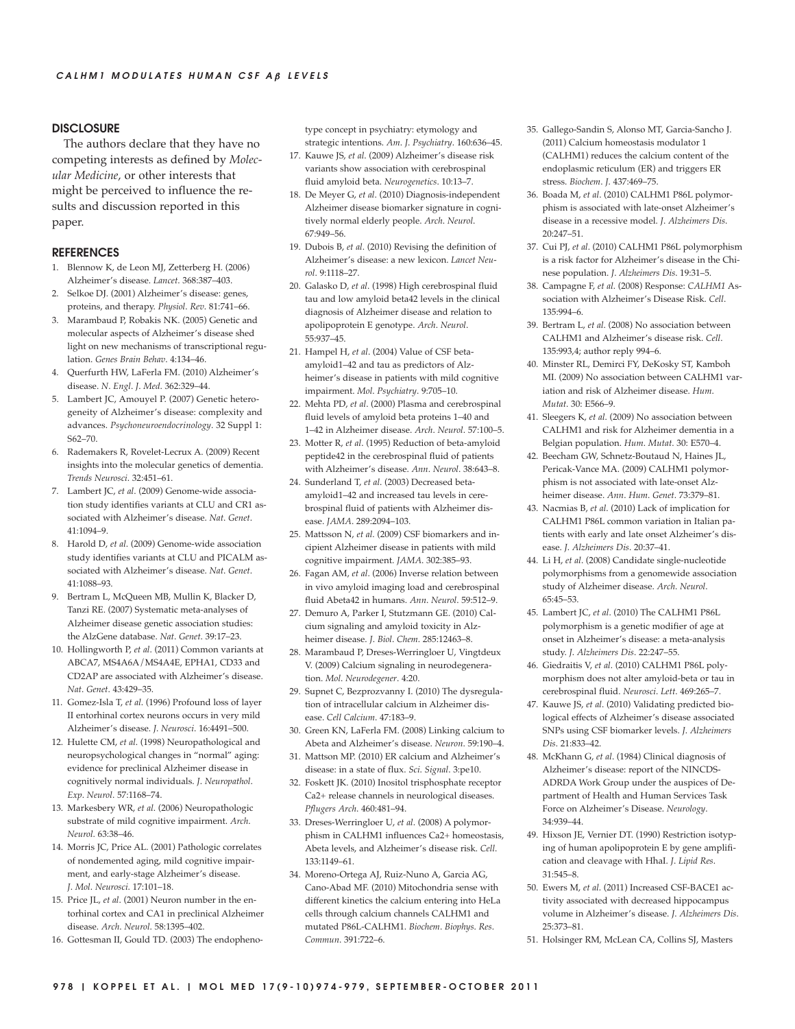## DISCLOSURE

The authors declare that they have no competing interests as defined by *Molecular Medicine*, or other interests that might be perceived to influence the results and discussion reported in this paper.

## REFERENCES

1. Blennow K, de Leon MJ, Zetterberg H. (2006) Alzheimer's disease. *Lancet*. 368:387–403.
2. Selkoe DJ. (2001) Alzheimer's disease: genes, proteins, and therapy. *Physiol. Rev.* 81:741–66.
3. Marambaud P, Robakis NK. (2005) Genetic and molecular aspects of Alzheimer's disease shed light on new mechanisms of transcriptional regulation. *Genes Brain Behav*. 4:134–46.
4. Querfurth HW, LaFerla FM. (2010) Alzheimer's disease. *N. Engl. J. Med*. 362:329–44.
5. Lambert JC, Amouyel P. (2007) Genetic heterogeneity of Alzheimer's disease: complexity and advances. *Psychoneuroendocrinology*. 32 Suppl 1: S62–70.
6. Rademakers R, Rovelet-Lecrux A. (2009) Recent insights into the molecular genetics of dementia. *Trends Neurosci*. 32:451–61.
7. Lambert JC, *et al*. (2009) Genome-wide association study identifies variants at CLU and CR1 associated with Alzheimer's disease. *Nat. Genet*. 41:1094–9.
8. Harold D, *et al*. (2009) Genome-wide association study identifies variants at CLU and PICALM associated with Alzheimer's disease. *Nat. Genet*. 41:1088–93.
9. Bertram L, McQueen MB, Mullin K, Blacker D, Tanzi RE. (2007) Systematic meta-analyses of Alzheimer disease genetic association studies: the AlzGene database. *Nat. Genet*. 39:17–23.
10. Hollingworth P, *et al*. (2011) Common variants at ABCA7, MS4A6A/MS4A4E, EPHA1, CD33 and CD2AP are associated with Alzheimer's disease. *Nat. Genet*. 43:429–35.
11. Gomez-Isla T, *et al*. (1996) Profound loss of layer II entorhinal cortex neurons occurs in very mild Alzheimer's disease. *J. Neurosci*. 16:4491–500.
12. Hulette CM, *et al*. (1998) Neuropathological and neuropsychological changes in "normal" aging: evidence for preclinical Alzheimer disease in cognitively normal individuals. *J. Neuropathol. Exp. Neurol*. 57:1168–74.
13. Markesbery WR, *et al*. (2006) Neuropathologic substrate of mild cognitive impairment. *Arch. Neurol*. 63:38–46.
14. Morris JC, Price AL. (2001) Pathologic correlates of nondemented aging, mild cognitive impairment, and early-stage Alzheimer's disease. *J. Mol. Neurosci*. 17:101–18.
15. Price JL, *et al*. (2001) Neuron number in the entorhinal cortex and CA1 in preclinical Alzheimer disease. *Arch. Neurol*. 58:1395–402.
16. Gottesman II, Gould TD. (2003) The endophenotype concept in psychiatry: etymology and strategic intentions. *Am. J. Psychiatry*. 160:636–45.
17. Kauwe JS, *et al*. (2009) Alzheimer's disease risk variants show association with cerebrospinal fluid amyloid beta. *Neurogenetics*. 10:13–7.
18. De Meyer G, *et al*. (2010) Diagnosis-independent Alzheimer disease biomarker signature in cognitively normal elderly people. *Arch. Neurol*. 67:949–56.
19. Dubois B, *et al*. (2010) Revising the definition of Alzheimer's disease: a new lexicon. *Lancet Neurol*. 9:1118–27.
20. Galasko D, *et al*. (1998) High cerebrospinal fluid tau and low amyloid beta42 levels in the clinical diagnosis of Alzheimer disease and relation to apolipoprotein E genotype. *Arch. Neurol*. 55:937–45.
21. Hampel H, *et al*. (2004) Value of CSF beta-amyloid1–42 and tau as predictors of Alzheimer's disease in patients with mild cognitive impairment. *Mol. Psychiatry*. 9:705–10.
22. Mehta PD, *et al*. (2000) Plasma and cerebrospinal fluid levels of amyloid beta proteins 1–40 and 1–42 in Alzheimer disease. *Arch. Neurol*. 57:100–5.
23. Motter R, *et al*. (1995) Reduction of beta-amyloid peptide42 in the cerebrospinal fluid of patients with Alzheimer's disease. *Ann. Neurol*. 38:643–8.
24. Sunderland T, *et al*. (2003) Decreased beta-amyloid1–42 and increased tau levels in cerebrospinal fluid of patients with Alzheimer disease. *JAMA*. 289:2094–103.
25. Mattsson N, *et al*. (2009) CSF biomarkers and incipient Alzheimer disease in patients with mild cognitive impairment. *JAMA*. 302:385–93.
26. Fagan AM, *et al*. (2006) Inverse relation between in vivo amyloid imaging load and cerebrospinal fluid Abeta42 in humans. *Ann. Neurol*. 59:512–9.
27. Demuro A, Parker I, Stutzmann GE. (2010) Calcium signaling and amyloid toxicity in Alzheimer disease. *J. Biol. Chem*. 285:12463–8.
28. Marambaud P, Dreses-Werringloer U, Vingtdeux V. (2009) Calcium signaling in neurodegeneration. *Mol. Neurodegener*. 4:20.
29. Supnet C, Bezprozvanny I. (2010) The dysregulation of intracellular calcium in Alzheimer disease. *Cell Calcium*. 47:183–9.
30. Green KN, LaFerla FM. (2008) Linking calcium to Abeta and Alzheimer's disease. *Neuron*. 59:190–4.
31. Mattson MP. (2010) ER calcium and Alzheimer's disease: in a state of flux. *Sci. Signal*. 3:pe10.
32. Foskett JK. (2010) Inositol trisphosphate receptor Ca2+ release channels in neurological diseases. *Pflugers Arch*. 460:481–94.
33. Dreses-Werringloer U, *et al*. (2008) A polymorphism in CALHM1 influences Ca2+ homeostasis, Abeta levels, and Alzheimer's disease risk. *Cell*. 133:1149–61.
34. Moreno-Ortega AJ, Ruiz-Nuno A, Garcia AG, Cano-Abad MF. (2010) Mitochondria sense with different kinetics the calcium entering into HeLa cells through calcium channels CALHM1 and mutated P86L-CALHM1. *Biochem. Biophys. Res. Commun*. 391:722–6.
35. Gallego-Sandin S, Alonso MT, Garcia-Sancho J. (2011) Calcium homoestasis modulator 1 (CALHM1) reduces the calcium content of the endoplasmic reticulum (ER) and triggers ER stress. *Biochem. J*. 437:469–75.
36. Boada M, *et al*. (2010) CALHM1 P86L polymorphism is associated with late-onset Alzheimer's disease in a recessive model. *J. Alzheimers Dis*. 20:247–51.
37. Cui PJ, *et al*. (2010) CALHM1 P86L polymorphism is a risk factor for Alzheimer's disease in the Chinese population. *J. Alzheimers Dis*. 19:31–5.
38. Campagne F, *et al*. (2008) Response: *CALHM1* Association with Alzheimer's Disease Risk. *Cell*. 135:994–6.
39. Bertram L, *et al*. (2008) No association between CALHM1 and Alzheimer's disease risk. *Cell*. 135:993,4; author reply 994–6.
40. Minster RL, Demirci FY, DeKosky ST, Kamboh MI. (2009) No association between CALHM1 variation and risk of Alzheimer disease. *Hum. Mutat*. 30: E566–9.
41. Sleegers K, *et al*. (2009) No association between CALHM1 and risk for Alzheimer dementia in a Belgian population. *Hum. Mutat*. 30: E570–4.
42. Beecham GW, Schnetz-Boutaud N, Haines JL, Pericak-Vance MA. (2009) CALHM1 polymorphism is not associated with late-onset Alzheimer disease. *Ann. Hum. Genet*. 73:379–81.
43. Nacmias B, *et al*. (2010) Lack of implication for CALHM1 P86L common variation in Italian patients with early and late onset Alzheimer's disease. *J. Alzheimers Dis*. 20:37–41.
44. Li H, *et al*. (2008) Candidate single-nucleotide polymorphisms from a genomewide association study of Alzheimer disease. *Arch. Neurol*. 65:45–53.
45. Lambert JC, *et al*. (2010) The CALHM1 P86L polymorphism is a genetic modifier of age at onset in Alzheimer's disease: a meta-analysis study. *J. Alzheimers Dis*. 22:247–55.
46. Giedraitis V, *et al*. (2010) CALHM1 P86L polymorphism does not alter amyloid-beta or tau in cerebrospinal fluid. *Neurosci. Lett*. 469:265–7.
47. Kauwe JS, *et al*. (2010) Validating predicted biological effects of Alzheimer's disease associated SNPs using CSF biomarker levels. *J. Alzheimers Dis*. 21:833–42.
48. McKhann G, *et al*. (1984) Clinical diagnosis of Alzheimer's disease: report of the NINCDS-ADRDA Work Group under the auspices of Department of Health and Human Services Task Force on Alzheimer's Disease. *Neurology*. 34:939–44.
49. Hixson JE, Vernier DT. (1990) Restriction isotyping of human apolipoprotein E by gene amplification and cleavage with HhaI. *J. Lipid Res*. 31:545–8.
50. Ewers M, *et al*. (2011) Increased CSF-BACE1 activity associated with decreased hippocampus volume in Alzheimer's disease. *J. Alzheimers Dis*. 25:373–81.
51. Holsinger RM, McLean CA, Collins SJ, Masters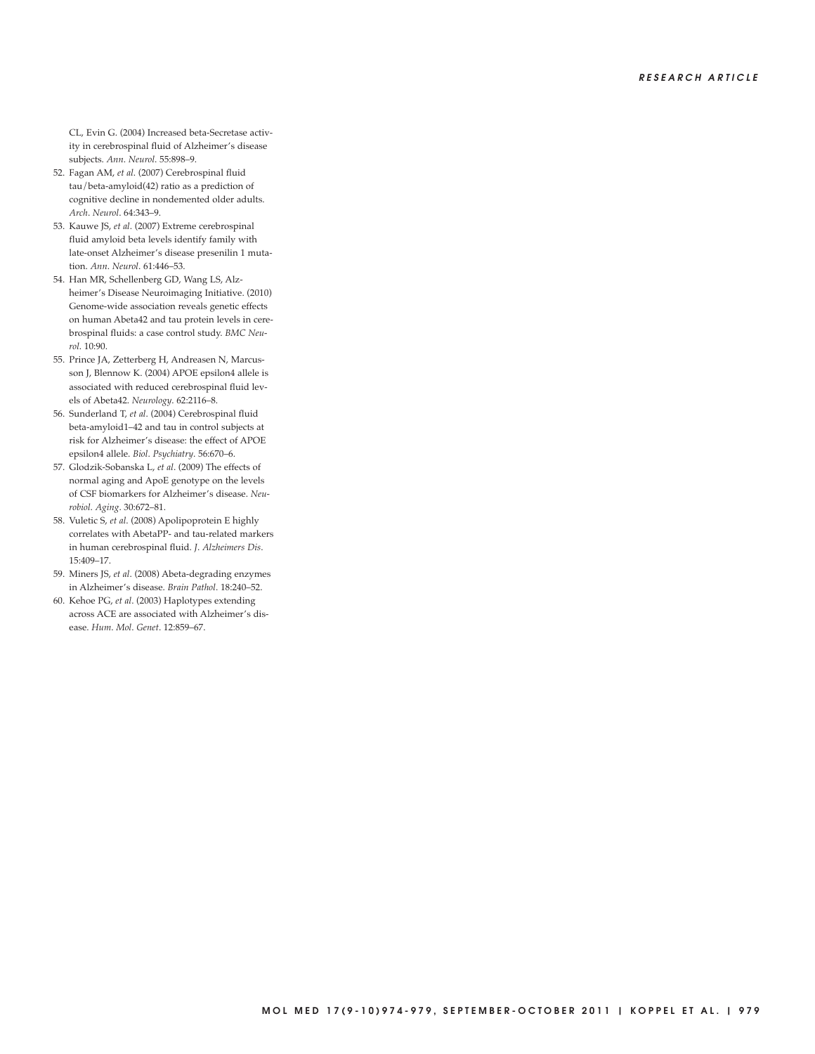CL, Evin G. (2004) Increased beta-Secretase activity in cerebrospinal fluid of Alzheimer's disease subjects. *Ann. Neurol*. 55:898–9.

52. Fagan AM, *et al*. (2007) Cerebrospinal fluid tau/beta-amyloid(42) ratio as a prediction of cognitive decline in nondemented older adults. *Arch. Neurol*. 64:343–9.
53. Kauwe JS, *et al*. (2007) Extreme cerebrospinal fluid amyloid beta levels identify family with late-onset Alzheimer's disease presenilin 1 mutation. *Ann. Neurol*. 61:446–53.
54. Han MR, Schellenberg GD, Wang LS, Alzheimer's Disease Neuroimaging Initiative. (2010) Genome-wide association reveals genetic effects on human Abeta42 and tau protein levels in cerebrospinal fluids: a case control study. *BMC Neurol*. 10:90.
55. Prince JA, Zetterberg H, Andreasen N, Marcusson J, Blennow K. (2004) APOE epsilon4 allele is associated with reduced cerebrospinal fluid levels of Abeta42. *Neurology*. 62:2116–8.
56. Sunderland T, *et al*. (2004) Cerebrospinal fluid beta-amyloid1–42 and tau in control subjects at risk for Alzheimer's disease: the effect of APOE epsilon4 allele. *Biol. Psychiatry*. 56:670–6.
57. Glodzik-Sobanska L, *et al*. (2009) The effects of normal aging and ApoE genotype on the levels of CSF biomarkers for Alzheimer's disease. *Neurobiol. Aging*. 30:672–81.
58. Vuletic S, *et al*. (2008) Apolipoprotein E highly correlates with AbetaPP- and tau-related markers in human cerebrospinal fluid. *J. Alzheimers Dis*. 15:409–17.
59. Miners JS, *et al*. (2008) Abeta-degrading enzymes in Alzheimer's disease. *Brain Pathol*. 18:240–52.
60. Kehoe PG, *et al*. (2003) Haplotypes extending across ACE are associated with Alzheimer's disease. *Hum. Mol. Genet*. 12:859–67.